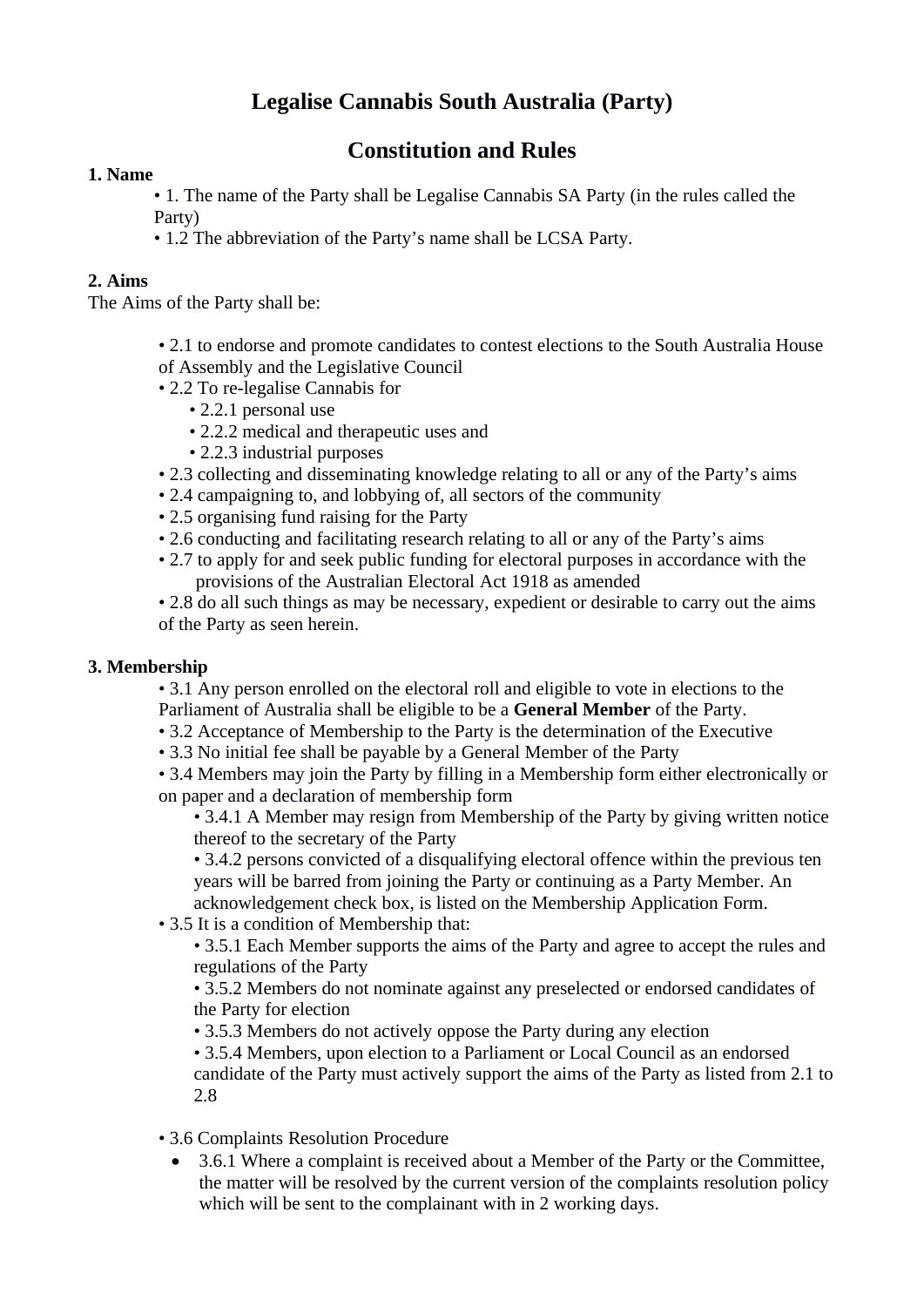# Legalise Cannabis South Australia (Party)

# Constitution and Rules

## 1. Name

- 1. The name of the Party shall be Legalise Cannabis SA Party (in the rules called the Party)
- 1.2 The abbreviation of the Party's name shall be LCSA Party.

## 2. Aims

The Aims of the Party shall be:

- 2.1 to endorse and promote candidates to contest elections to the South Australia House of Assembly and the Legislative Council
- 2.2 To re-legalise Cannabis for
  - 2.2.1 personal use
  - 2.2.2 medical and therapeutic uses and
  - 2.2.3 industrial purposes
- 2.3 collecting and disseminating knowledge relating to all or any of the Party's aims
- 2.4 campaigning to, and lobbying of, all sectors of the community
- 2.5 organising fund raising for the Party
- 2.6 conducting and facilitating research relating to all or any of the Party's aims
- 2.7 to apply for and seek public funding for electoral purposes in accordance with the provisions of the Australian Electoral Act 1918 as amended
- 2.8 do all such things as may be necessary, expedient or desirable to carry out the aims of the Party as seen herein.

## 3. Membership

- 3.1 Any person enrolled on the electoral roll and eligible to vote in elections to the Parliament of Australia shall be eligible to be a **General Member** of the Party.
- 3.2 Acceptance of Membership to the Party is the determination of the Executive
- 3.3 No initial fee shall be payable by a General Member of the Party
- 3.4 Members may join the Party by filling in a Membership form either electronically or on paper and a declaration of membership form
  - 3.4.1 A Member may resign from Membership of the Party by giving written notice thereof to the secretary of the Party
  - 3.4.2 persons convicted of a disqualifying electoral offence within the previous ten years will be barred from joining the Party or continuing as a Party Member. An acknowledgement check box, is listed on the Membership Application Form.
- 3.5 It is a condition of Membership that:
  - 3.5.1 Each Member supports the aims of the Party and agree to accept the rules and regulations of the Party
  - 3.5.2 Members do not nominate against any preselected or endorsed candidates of the Party for election
  - 3.5.3 Members do not actively oppose the Party during any election
  - 3.5.4 Members, upon election to a Parliament or Local Council as an endorsed candidate of the Party must actively support the aims of the Party as listed from 2.1 to 2.8
- 3.6 Complaints Resolution Procedure
  - 3.6.1 Where a complaint is received about a Member of the Party or the Committee, the matter will be resolved by the current version of the complaints resolution policy which will be sent to the complainant with in 2 working days.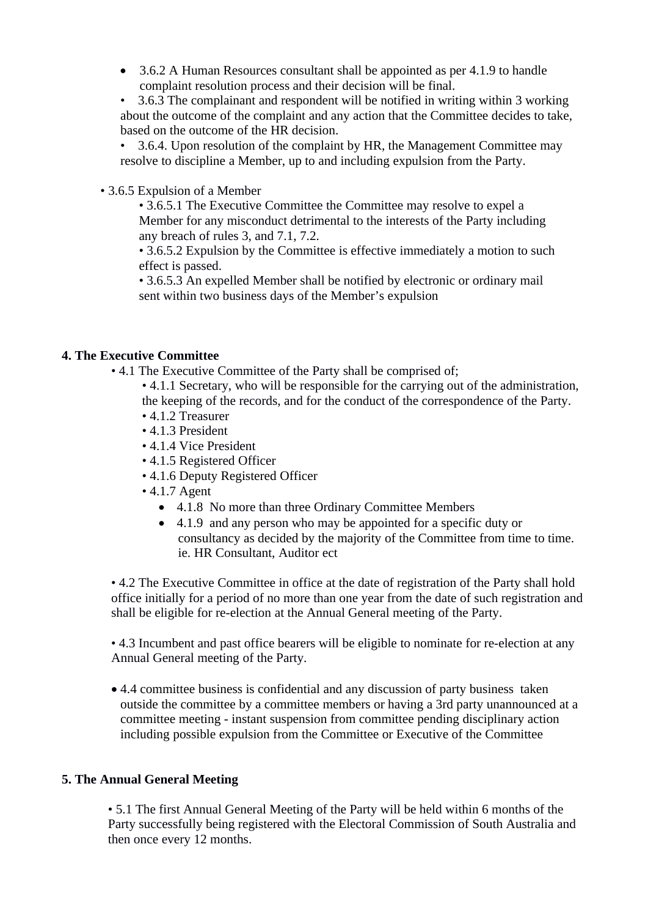- 3.6.2 A Human Resources consultant shall be appointed as per 4.1.9 to handle complaint resolution process and their decision will be final.
- 3.6.3 The complainant and respondent will be notified in writing within 3 working about the outcome of the complaint and any action that the Committee decides to take, based on the outcome of the HR decision.
- 3.6.4. Upon resolution of the complaint by HR, the Management Committee may resolve to discipline a Member, up to and including expulsion from the Party.

- 3.6.5 Expulsion of a Member
  - 3.6.5.1 The Executive Committee the Committee may resolve to expel a Member for any misconduct detrimental to the interests of the Party including any breach of rules 3, and 7.1, 7.2.
  - 3.6.5.2 Expulsion by the Committee is effective immediately a motion to such effect is passed.
  - 3.6.5.3 An expelled Member shall be notified by electronic or ordinary mail sent within two business days of the Member's expulsion

**4. The Executive Committee**

- 4.1 The Executive Committee of the Party shall be comprised of;
  - 4.1.1 Secretary, who will be responsible for the carrying out of the administration, the keeping of the records, and for the conduct of the correspondence of the Party.
  - 4.1.2 Treasurer
  - 4.1.3 President
  - 4.1.4 Vice President
  - 4.1.5 Registered Officer
  - 4.1.6 Deputy Registered Officer
  - 4.1.7 Agent
    - 4.1.8 No more than three Ordinary Committee Members
    - 4.1.9 and any person who may be appointed for a specific duty or consultancy as decided by the majority of the Committee from time to time. ie. HR Consultant, Auditor ect

- 4.2 The Executive Committee in office at the date of registration of the Party shall hold office initially for a period of no more than one year from the date of such registration and shall be eligible for re-election at the Annual General meeting of the Party.

- 4.3 Incumbent and past office bearers will be eligible to nominate for re-election at any Annual General meeting of the Party.

- 4.4 committee business is confidential and any discussion of party business taken outside the committee by a committee members or having a 3rd party unannounced at a committee meeting - instant suspension from committee pending disciplinary action including possible expulsion from the Committee or Executive of the Committee

**5. The Annual General Meeting**

- 5.1 The first Annual General Meeting of the Party will be held within 6 months of the Party successfully being registered with the Electoral Commission of South Australia and then once every 12 months.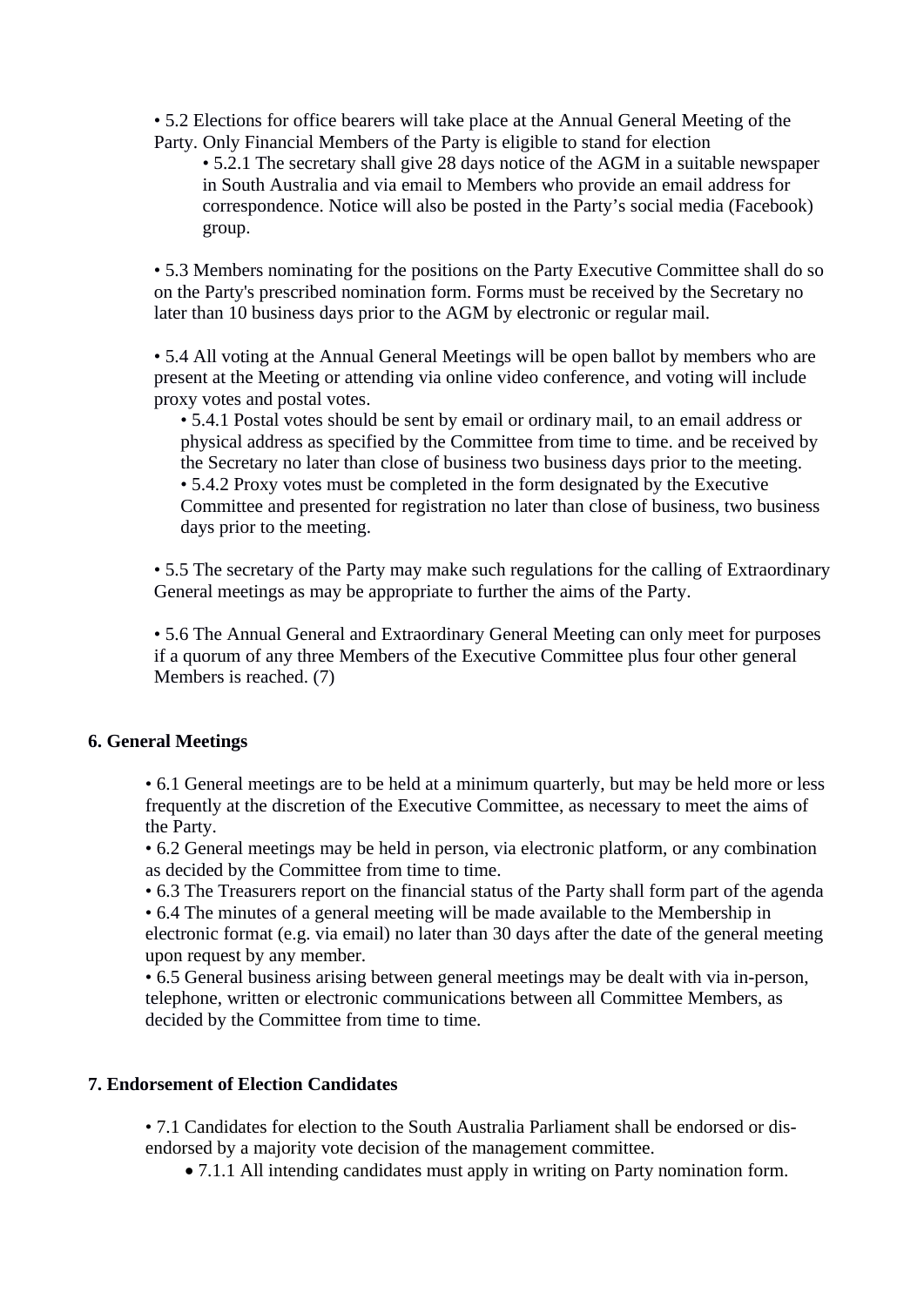• 5.2 Elections for office bearers will take place at the Annual General Meeting of the Party. Only Financial Members of the Party is eligible to stand for election

  • 5.2.1 The secretary shall give 28 days notice of the AGM in a suitable newspaper in South Australia and via email to Members who provide an email address for correspondence. Notice will also be posted in the Party's social media (Facebook) group.

• 5.3 Members nominating for the positions on the Party Executive Committee shall do so on the Party's prescribed nomination form. Forms must be received by the Secretary no later than 10 business days prior to the AGM by electronic or regular mail.

• 5.4 All voting at the Annual General Meetings will be open ballot by members who are present at the Meeting or attending via online video conference, and voting will include proxy votes and postal votes.

  • 5.4.1 Postal votes should be sent by email or ordinary mail, to an email address or physical address as specified by the Committee from time to time. and be received by the Secretary no later than close of business two business days prior to the meeting.
  • 5.4.2 Proxy votes must be completed in the form designated by the Executive Committee and presented for registration no later than close of business, two business days prior to the meeting.

• 5.5 The secretary of the Party may make such regulations for the calling of Extraordinary General meetings as may be appropriate to further the aims of the Party.

• 5.6 The Annual General and Extraordinary General Meeting can only meet for purposes if a quorum of any three Members of the Executive Committee plus four other general Members is reached. (7)

## 6. General Meetings

• 6.1 General meetings are to be held at a minimum quarterly, but may be held more or less frequently at the discretion of the Executive Committee, as necessary to meet the aims of the Party.
• 6.2 General meetings may be held in person, via electronic platform, or any combination as decided by the Committee from time to time.
• 6.3 The Treasurers report on the financial status of the Party shall form part of the agenda
• 6.4 The minutes of a general meeting will be made available to the Membership in electronic format (e.g. via email) no later than 30 days after the date of the general meeting upon request by any member.
• 6.5 General business arising between general meetings may be dealt with via in-person, telephone, written or electronic communications between all Committee Members, as decided by the Committee from time to time.

## 7. Endorsement of Election Candidates

• 7.1 Candidates for election to the South Australia Parliament shall be endorsed or dis-endorsed by a majority vote decision of the management committee.

  - 7.1.1 All intending candidates must apply in writing on Party nomination form.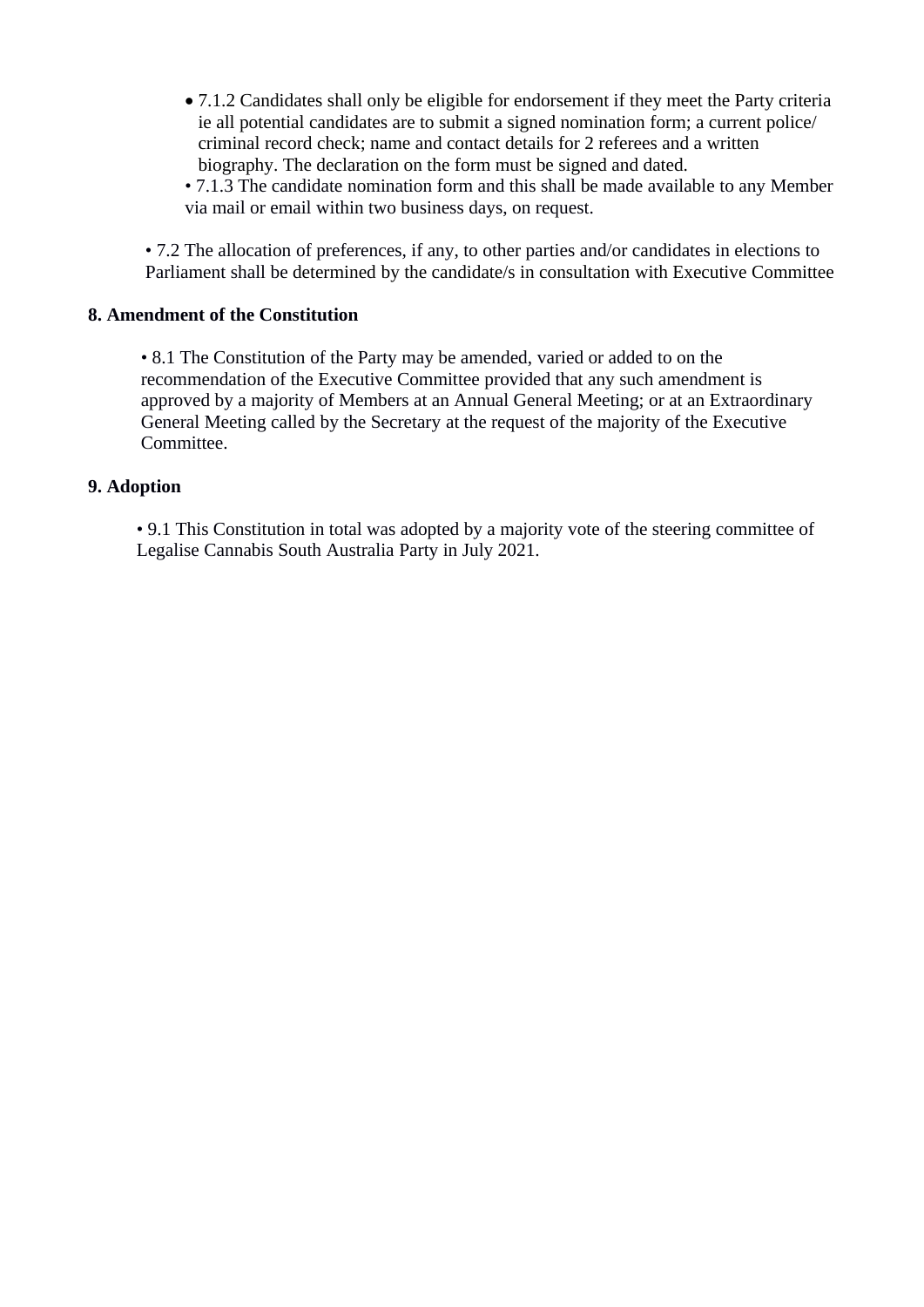- 7.1.2 Candidates shall only be eligible for endorsement if they meet the Party criteria ie all potential candidates are to submit a signed nomination form; a current police/ criminal record check; name and contact details for 2 referees and a written biography. The declaration on the form must be signed and dated.
- 7.1.3 The candidate nomination form and this shall be made available to any Member via mail or email within two business days, on request.

- 7.2 The allocation of preferences, if any, to other parties and/or candidates in elections to Parliament shall be determined by the candidate/s in consultation with Executive Committee

**8. Amendment of the Constitution**

- 8.1 The Constitution of the Party may be amended, varied or added to on the recommendation of the Executive Committee provided that any such amendment is approved by a majority of Members at an Annual General Meeting; or at an Extraordinary General Meeting called by the Secretary at the request of the majority of the Executive Committee.

**9. Adoption**

- 9.1 This Constitution in total was adopted by a majority vote of the steering committee of Legalise Cannabis South Australia Party in July 2021.